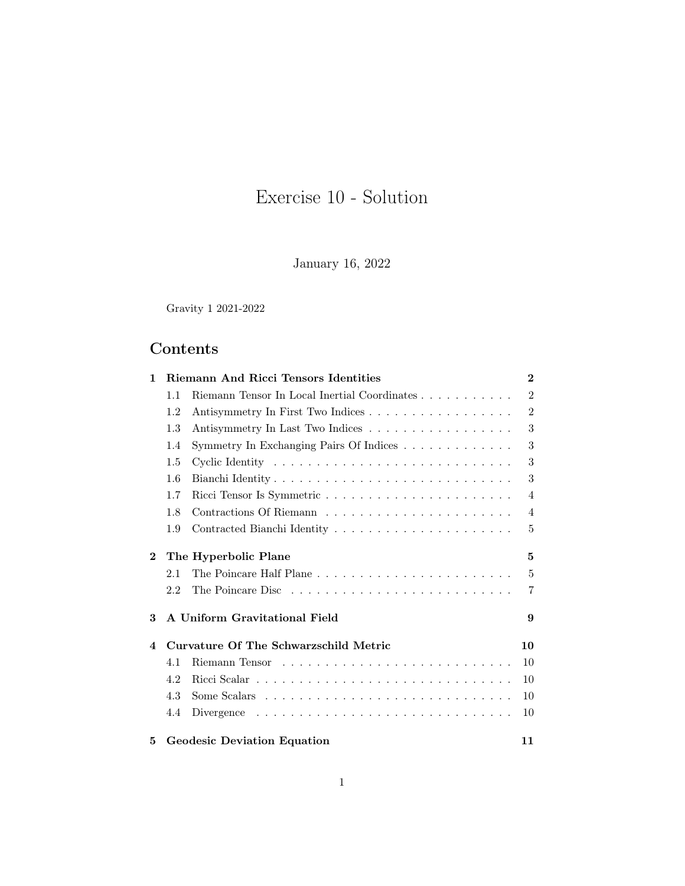# Exercise 10 - Solution

January 16, 2022

Gravity 1 2021-2022

## Contents

**1 Riemann And Ricci Tensors Identities** — **2**
- 1.1 Riemann Tensor In Local Inertial Coordinates — 2
- 1.2 Antisymmetry In First Two Indices — 2
- 1.3 Antisymmetry In Last Two Indices — 3
- 1.4 Symmetry In Exchanging Pairs Of Indices — 3
- 1.5 Cyclic Identity — 3
- 1.6 Bianchi Identity — 3
- 1.7 Ricci Tensor Is Symmetric — 4
- 1.8 Contractions Of Riemann — 4
- 1.9 Contracted Bianchi Identity — 5

**2 The Hyperbolic Plane** — **5**
- 2.1 The Poincare Half Plane — 5
- 2.2 The Poincare Disc — 7

**3 A Uniform Gravitational Field** — **9**

**4 Curvature Of The Schwarzschild Metric** — **10**
- 4.1 Riemann Tensor — 10
- 4.2 Ricci Scalar — 10
- 4.3 Some Scalars — 10
- 4.4 Divergence — 10

**5 Geodesic Deviation Equation** — **11**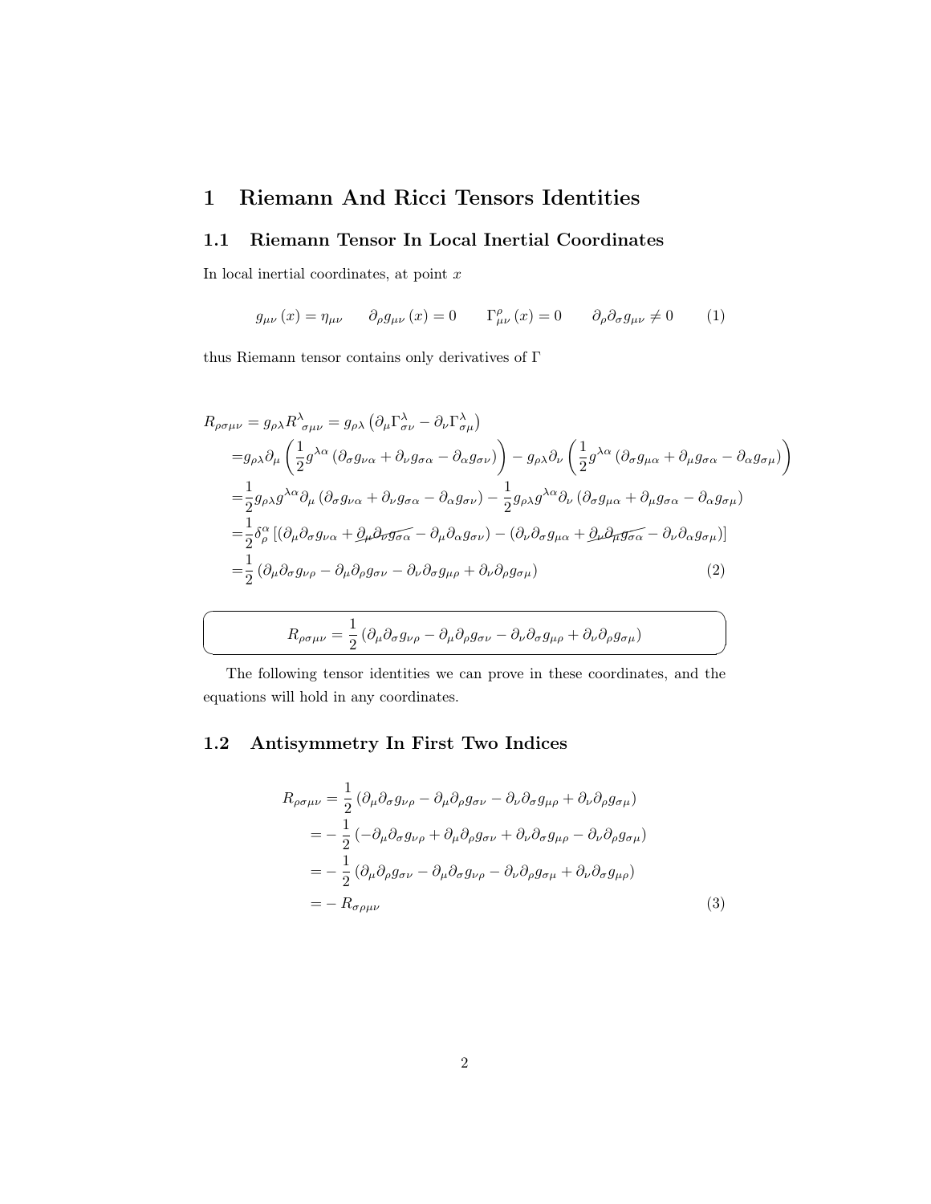# 1 Riemann And Ricci Tensors Identities

## 1.1 Riemann Tensor In Local Inertial Coordinates

In local inertial coordinates, at point $x$

$$g_{\mu\nu}(x) = \eta_{\mu\nu} \qquad \partial_\rho g_{\mu\nu}(x) = 0 \qquad \Gamma^\rho_{\mu\nu}(x) = 0 \qquad \partial_\rho \partial_\sigma g_{\mu\nu} \neq 0 \tag{1}$$

thus Riemann tensor contains only derivatives of $\Gamma$

$$\begin{aligned}
R_{\rho\sigma\mu\nu} &= g_{\rho\lambda} R^\lambda{}_{\sigma\mu\nu} = g_{\rho\lambda}\left(\partial_\mu \Gamma^\lambda_{\sigma\nu} - \partial_\nu \Gamma^\lambda_{\sigma\mu}\right) \\
&= g_{\rho\lambda}\partial_\mu\left(\frac{1}{2}g^{\lambda\alpha}\left(\partial_\sigma g_{\nu\alpha} + \partial_\nu g_{\sigma\alpha} - \partial_\alpha g_{\sigma\nu}\right)\right) - g_{\rho\lambda}\partial_\nu\left(\frac{1}{2}g^{\lambda\alpha}\left(\partial_\sigma g_{\mu\alpha} + \partial_\mu g_{\sigma\alpha} - \partial_\alpha g_{\sigma\mu}\right)\right) \\
&= \frac{1}{2}g_{\rho\lambda}g^{\lambda\alpha}\partial_\mu\left(\partial_\sigma g_{\nu\alpha} + \partial_\nu g_{\sigma\alpha} - \partial_\alpha g_{\sigma\nu}\right) - \frac{1}{2}g_{\rho\lambda}g^{\lambda\alpha}\partial_\nu\left(\partial_\sigma g_{\mu\alpha} + \partial_\mu g_{\sigma\alpha} - \partial_\alpha g_{\sigma\mu}\right) \\
&= \frac{1}{2}\delta^\alpha_\rho\left[\left(\partial_\mu\partial_\sigma g_{\nu\alpha} + \cancel{\partial_\mu\partial_\nu g_{\sigma\alpha}} - \partial_\mu\partial_\alpha g_{\sigma\nu}\right) - \left(\partial_\nu\partial_\sigma g_{\mu\alpha} + \cancel{\partial_\nu\partial_\mu g_{\sigma\alpha}} - \partial_\nu\partial_\alpha g_{\sigma\mu}\right)\right] \\
&= \frac{1}{2}\left(\partial_\mu\partial_\sigma g_{\nu\rho} - \partial_\mu\partial_\rho g_{\sigma\nu} - \partial_\nu\partial_\sigma g_{\mu\rho} + \partial_\nu\partial_\rho g_{\sigma\mu}\right)
\end{aligned} \tag{2}$$

$$\boxed{R_{\rho\sigma\mu\nu} = \frac{1}{2}\left(\partial_\mu\partial_\sigma g_{\nu\rho} - \partial_\mu\partial_\rho g_{\sigma\nu} - \partial_\nu\partial_\sigma g_{\mu\rho} + \partial_\nu\partial_\rho g_{\sigma\mu}\right)}$$

The following tensor identities we can prove in these coordinates, and the equations will hold in any coordinates.

## 1.2 Antisymmetry In First Two Indices

$$\begin{aligned}
R_{\rho\sigma\mu\nu} &= \frac{1}{2}\left(\partial_\mu\partial_\sigma g_{\nu\rho} - \partial_\mu\partial_\rho g_{\sigma\nu} - \partial_\nu\partial_\sigma g_{\mu\rho} + \partial_\nu\partial_\rho g_{\sigma\mu}\right) \\
&= -\frac{1}{2}\left(-\partial_\mu\partial_\sigma g_{\nu\rho} + \partial_\mu\partial_\rho g_{\sigma\nu} + \partial_\nu\partial_\sigma g_{\mu\rho} - \partial_\nu\partial_\rho g_{\sigma\mu}\right) \\
&= -\frac{1}{2}\left(\partial_\mu\partial_\rho g_{\sigma\nu} - \partial_\mu\partial_\sigma g_{\nu\rho} - \partial_\nu\partial_\rho g_{\sigma\mu} + \partial_\nu\partial_\sigma g_{\mu\rho}\right) \\
&= -R_{\sigma\rho\mu\nu}
\end{aligned} \tag{3}$$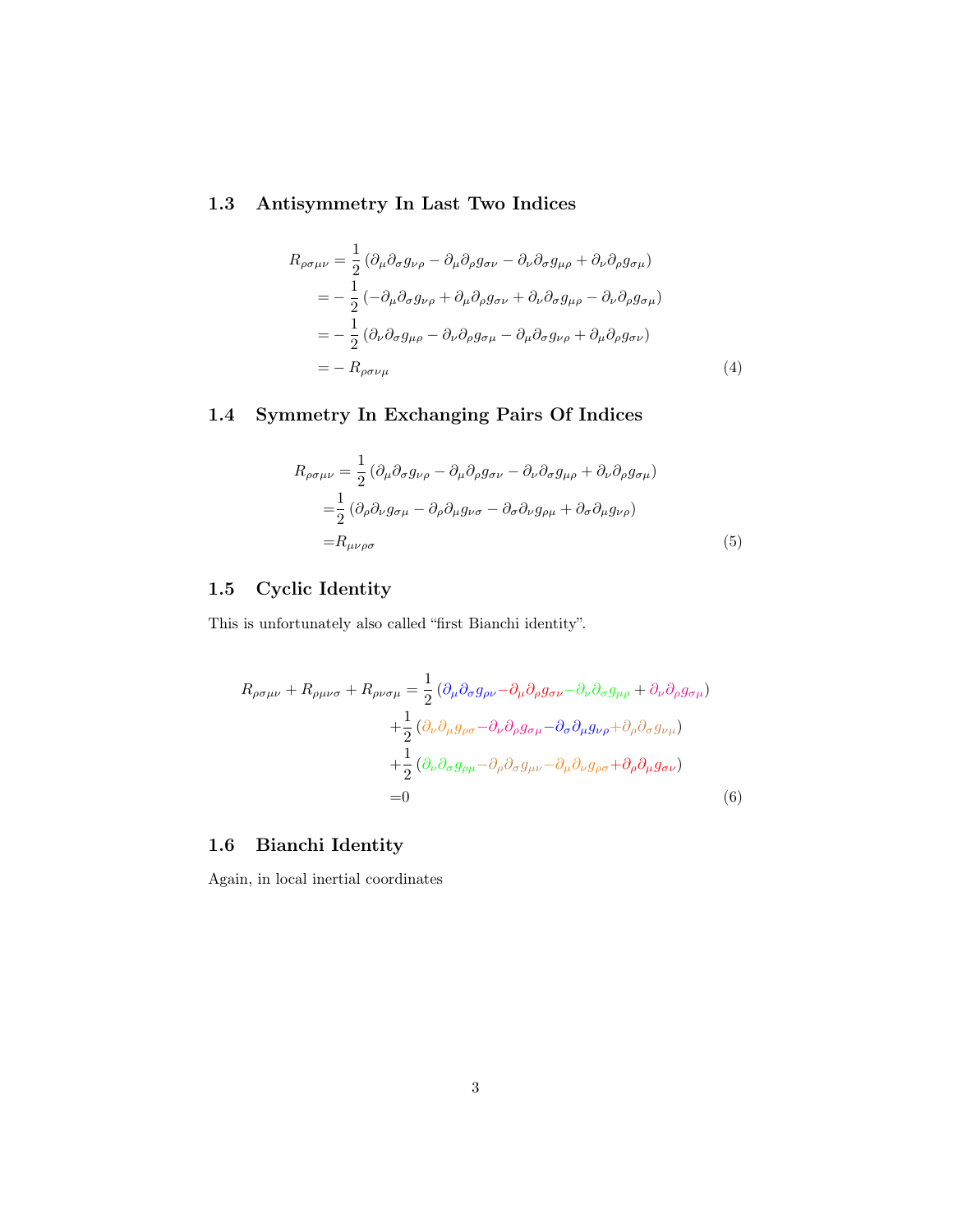### 1.3 Antisymmetry In Last Two Indices

$$
\begin{aligned}
R_{\rho\sigma\mu\nu} &= \frac{1}{2}\left(\partial_\mu\partial_\sigma g_{\nu\rho} - \partial_\mu\partial_\rho g_{\sigma\nu} - \partial_\nu\partial_\sigma g_{\mu\rho} + \partial_\nu\partial_\rho g_{\sigma\mu}\right) \\
&= -\frac{1}{2}\left(-\partial_\mu\partial_\sigma g_{\nu\rho} + \partial_\mu\partial_\rho g_{\sigma\nu} + \partial_\nu\partial_\sigma g_{\mu\rho} - \partial_\nu\partial_\rho g_{\sigma\mu}\right) \\
&= -\frac{1}{2}\left(\partial_\nu\partial_\sigma g_{\mu\rho} - \partial_\nu\partial_\rho g_{\sigma\mu} - \partial_\mu\partial_\sigma g_{\nu\rho} + \partial_\mu\partial_\rho g_{\sigma\nu}\right) \\
&= -R_{\rho\sigma\nu\mu}
\end{aligned} \tag{4}
$$

### 1.4 Symmetry In Exchanging Pairs Of Indices

$$
\begin{aligned}
R_{\rho\sigma\mu\nu} &= \frac{1}{2}\left(\partial_\mu\partial_\sigma g_{\nu\rho} - \partial_\mu\partial_\rho g_{\sigma\nu} - \partial_\nu\partial_\sigma g_{\mu\rho} + \partial_\nu\partial_\rho g_{\sigma\mu}\right) \\
&= \frac{1}{2}\left(\partial_\rho\partial_\nu g_{\sigma\mu} - \partial_\rho\partial_\mu g_{\nu\sigma} - \partial_\sigma\partial_\nu g_{\rho\mu} + \partial_\sigma\partial_\mu g_{\nu\rho}\right) \\
&= R_{\mu\nu\rho\sigma}
\end{aligned} \tag{5}
$$

### 1.5 Cyclic Identity

This is unfortunately also called "first Bianchi identity".

$$
\begin{aligned}
R_{\rho\sigma\mu\nu} + R_{\rho\mu\nu\sigma} + R_{\rho\nu\sigma\mu} &= \frac{1}{2}\left(\partial_\mu\partial_\sigma g_{\rho\nu} - \partial_\mu\partial_\rho g_{\sigma\nu} - \partial_\nu\partial_\sigma g_{\mu\rho} + \partial_\nu\partial_\rho g_{\sigma\mu}\right) \\
&+ \frac{1}{2}\left(\partial_\nu\partial_\mu g_{\rho\sigma} - \partial_\nu\partial_\rho g_{\sigma\mu} - \partial_\sigma\partial_\mu g_{\nu\rho} + \partial_\rho\partial_\sigma g_{\nu\mu}\right) \\
&+ \frac{1}{2}\left(\partial_\nu\partial_\sigma g_{\rho\mu} - \partial_\rho\partial_\sigma g_{\mu\nu} - \partial_\mu\partial_\nu g_{\rho\sigma} + \partial_\rho\partial_\mu g_{\sigma\nu}\right) \\
&= 0
\end{aligned} \tag{6}
$$

### 1.6 Bianchi Identity

Again, in local inertial coordinates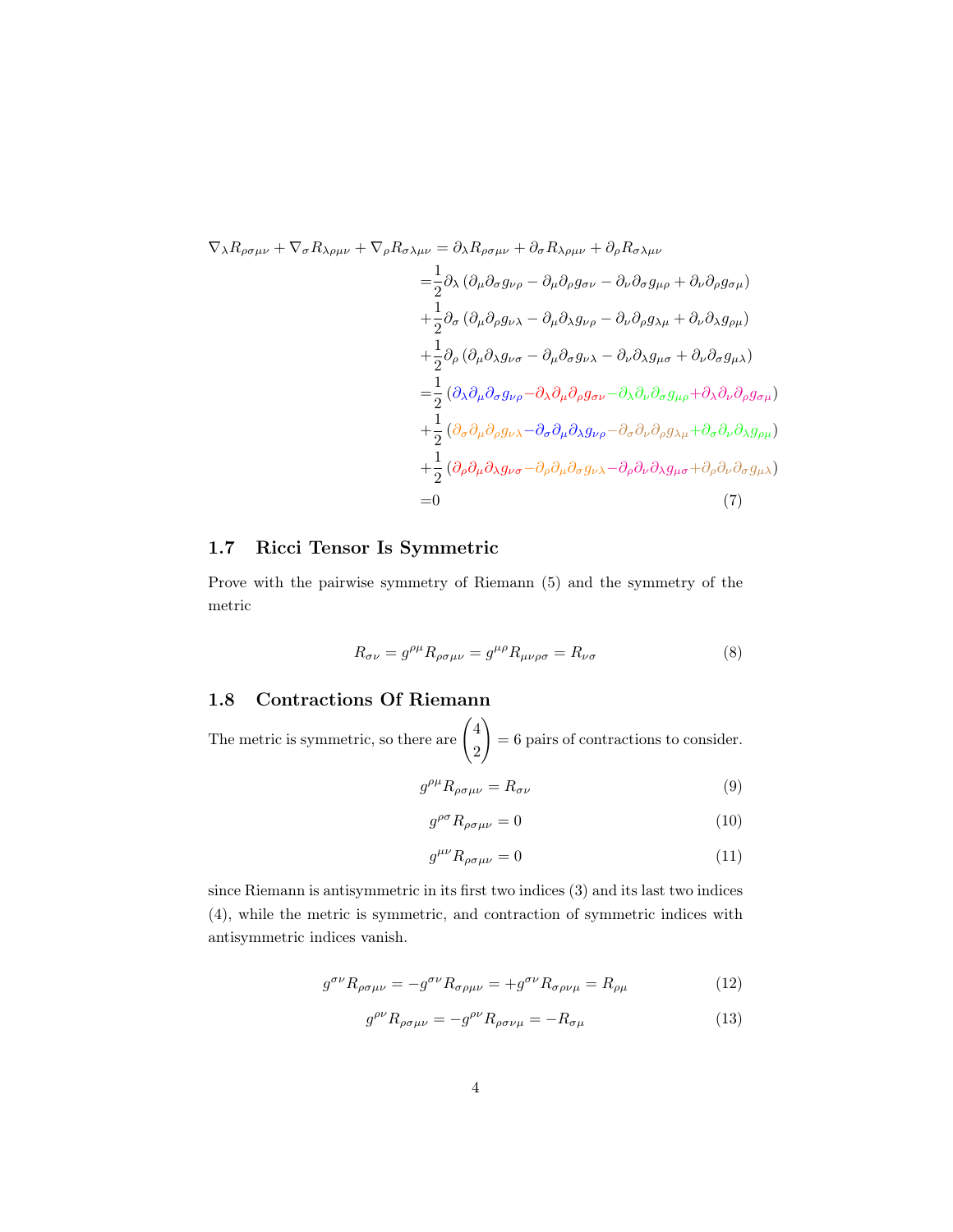$$
\begin{aligned}
\nabla_\lambda R_{\rho\sigma\mu\nu} + \nabla_\sigma R_{\lambda\rho\mu\nu} + \nabla_\rho R_{\sigma\lambda\mu\nu} = \partial_\lambda R_{\rho\sigma\mu\nu} + \partial_\sigma R_{\lambda\rho\mu\nu} + \partial_\rho R_{\sigma\lambda\mu\nu} \\
=& \frac{1}{2}\partial_\lambda \left(\partial_\mu\partial_\sigma g_{\nu\rho} - \partial_\mu\partial_\rho g_{\sigma\nu} - \partial_\nu\partial_\sigma g_{\mu\rho} + \partial_\nu\partial_\rho g_{\sigma\mu}\right) \\
&+ \frac{1}{2}\partial_\sigma \left(\partial_\mu\partial_\rho g_{\nu\lambda} - \partial_\mu\partial_\lambda g_{\nu\rho} - \partial_\nu\partial_\rho g_{\lambda\mu} + \partial_\nu\partial_\lambda g_{\rho\mu}\right) \\
&+ \frac{1}{2}\partial_\rho \left(\partial_\mu\partial_\lambda g_{\nu\sigma} - \partial_\mu\partial_\sigma g_{\nu\lambda} - \partial_\nu\partial_\lambda g_{\mu\sigma} + \partial_\nu\partial_\sigma g_{\mu\lambda}\right) \\
=& \frac{1}{2}\left(\partial_\lambda\partial_\mu\partial_\sigma g_{\nu\rho} - \partial_\lambda\partial_\mu\partial_\rho g_{\sigma\nu} - \partial_\lambda\partial_\nu\partial_\sigma g_{\mu\rho} + \partial_\lambda\partial_\nu\partial_\rho g_{\sigma\mu}\right) \\
&+ \frac{1}{2}\left(\partial_\sigma\partial_\mu\partial_\rho g_{\nu\lambda} - \partial_\sigma\partial_\mu\partial_\lambda g_{\nu\rho} - \partial_\sigma\partial_\nu\partial_\rho g_{\lambda\mu} + \partial_\sigma\partial_\nu\partial_\lambda g_{\rho\mu}\right) \\
&+ \frac{1}{2}\left(\partial_\rho\partial_\mu\partial_\lambda g_{\nu\sigma} - \partial_\rho\partial_\mu\partial_\sigma g_{\nu\lambda} - \partial_\rho\partial_\nu\partial_\lambda g_{\mu\sigma} + \partial_\rho\partial_\nu\partial_\sigma g_{\mu\lambda}\right) \\
=& 0
\end{aligned} \tag{7}
$$

### 1.7 Ricci Tensor Is Symmetric

Prove with the pairwise symmetry of Riemann (5) and the symmetry of the metric

$$
R_{\sigma\nu} = g^{\rho\mu} R_{\rho\sigma\mu\nu} = g^{\mu\rho} R_{\mu\nu\rho\sigma} = R_{\nu\sigma} \tag{8}
$$

### 1.8 Contractions Of Riemann

The metric is symmetric, so there are $\binom{4}{2} = 6$ pairs of contractions to consider.

$$
g^{\rho\mu} R_{\rho\sigma\mu\nu} = R_{\sigma\nu} \tag{9}
$$

$$
g^{\rho\sigma} R_{\rho\sigma\mu\nu} = 0 \tag{10}
$$

$$
g^{\mu\nu} R_{\rho\sigma\mu\nu} = 0 \tag{11}
$$

since Riemann is antisymmetric in its first two indices (3) and its last two indices (4), while the metric is symmetric, and contraction of symmetric indices with antisymmetric indices vanish.

$$
g^{\sigma\nu} R_{\rho\sigma\mu\nu} = -g^{\sigma\nu} R_{\sigma\rho\mu\nu} = +g^{\sigma\nu} R_{\sigma\rho\nu\mu} = R_{\rho\mu} \tag{12}
$$

$$
g^{\rho\nu} R_{\rho\sigma\mu\nu} = -g^{\rho\nu} R_{\rho\sigma\nu\mu} = -R_{\sigma\mu} \tag{13}
$$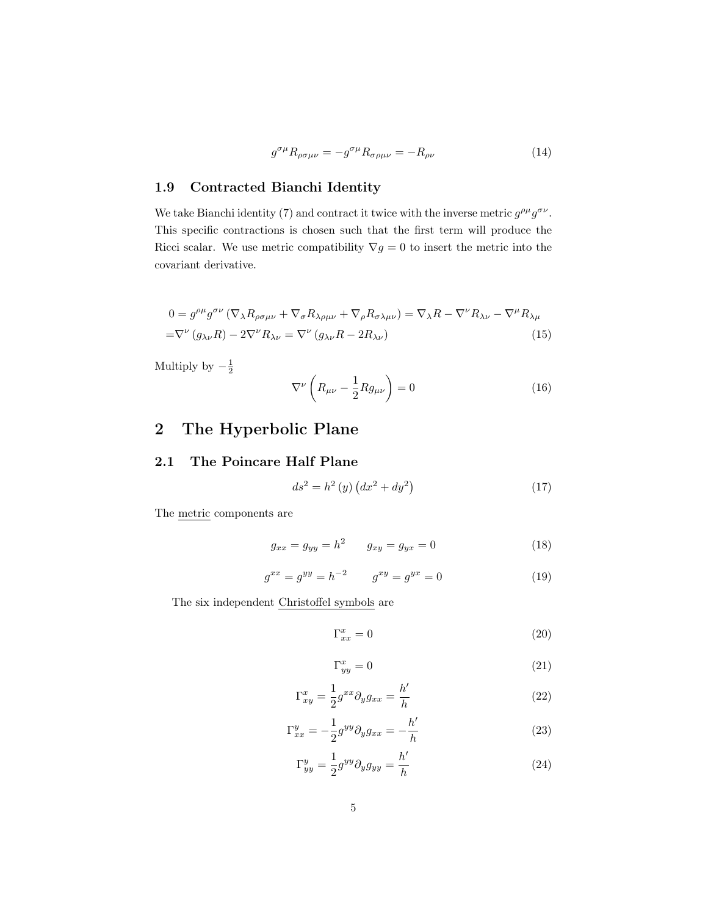$$g^{\sigma\mu} R_{\rho\sigma\mu\nu} = -g^{\sigma\mu} R_{\sigma\rho\mu\nu} = -R_{\rho\nu} \tag{14}$$

### 1.9 Contracted Bianchi Identity

We take Bianchi identity (7) and contract it twice with the inverse metric $g^{\rho\mu} g^{\sigma\nu}$. This specific contractions is chosen such that the first term will produce the Ricci scalar. We use metric compatibility $\nabla g = 0$ to insert the metric into the covariant derivative.

$$0 = g^{\rho\mu} g^{\sigma\nu} \left( \nabla_\lambda R_{\rho\sigma\mu\nu} + \nabla_\sigma R_{\lambda\rho\mu\nu} + \nabla_\rho R_{\sigma\lambda\mu\nu} \right) = \nabla_\lambda R - \nabla^\nu R_{\lambda\nu} - \nabla^\mu R_{\lambda\mu}$$
$$= \nabla^\nu \left( g_{\lambda\nu} R \right) - 2\nabla^\nu R_{\lambda\nu} = \nabla^\nu \left( g_{\lambda\nu} R - 2R_{\lambda\nu} \right) \tag{15}$$

Multiply by $-\frac{1}{2}$

$$\nabla^\nu \left( R_{\mu\nu} - \frac{1}{2} R g_{\mu\nu} \right) = 0 \tag{16}$$

## 2 The Hyperbolic Plane

### 2.1 The Poincare Half Plane

$$ds^2 = h^2(y) \left( dx^2 + dy^2 \right) \tag{17}$$

The metric components are

$$g_{xx} = g_{yy} = h^2 \qquad g_{xy} = g_{yx} = 0 \tag{18}$$

$$g^{xx} = g^{yy} = h^{-2} \qquad g^{xy} = g^{yx} = 0 \tag{19}$$

The six independent Christoffel symbols are

$$\Gamma^x_{xx} = 0 \tag{20}$$

$$\Gamma^x_{yy} = 0 \tag{21}$$

$$\Gamma^x_{xy} = \frac{1}{2} g^{xx} \partial_y g_{xx} = \frac{h'}{h} \tag{22}$$

$$\Gamma^y_{xx} = -\frac{1}{2} g^{yy} \partial_y g_{xx} = -\frac{h'}{h} \tag{23}$$

$$\Gamma^y_{yy} = \frac{1}{2} g^{yy} \partial_y g_{yy} = \frac{h'}{h} \tag{24}$$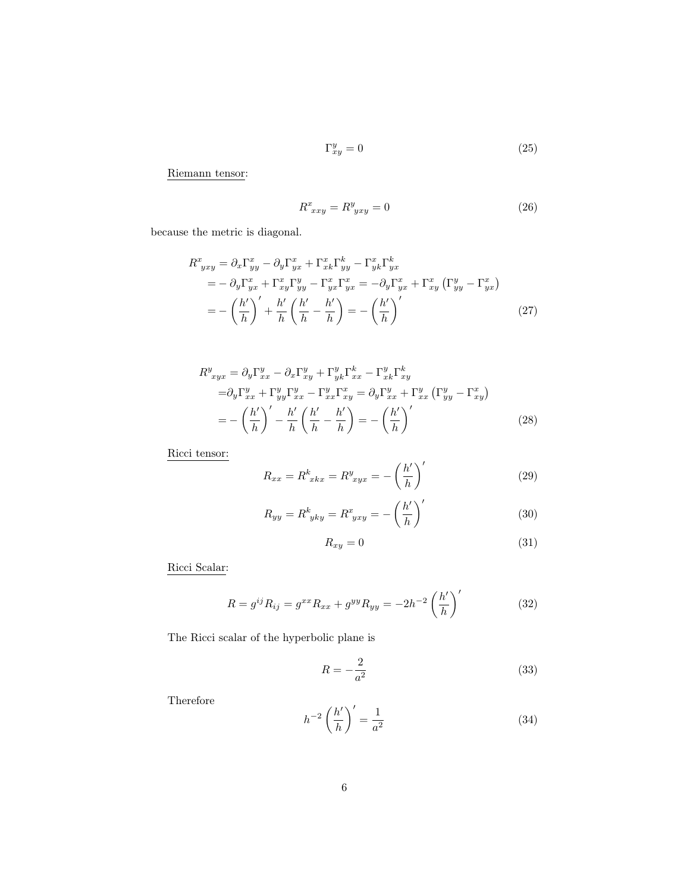$$\Gamma^y_{xy} = 0 \tag{25}$$

<u>Riemann tensor</u>:

$$R^x{}_{xxy} = R^y{}_{yxy} = 0 \tag{26}$$

because the metric is diagonal.

$$\begin{aligned}
R^x{}_{yxy} &= \partial_x \Gamma^x_{yy} - \partial_y \Gamma^x_{yx} + \Gamma^x_{xk}\Gamma^k_{yy} - \Gamma^x_{yk}\Gamma^k_{yx} \\
&= -\partial_y \Gamma^x_{yx} + \Gamma^x_{xy}\Gamma^y_{yy} - \Gamma^x_{yx}\Gamma^x_{yx} = -\partial_y \Gamma^x_{yx} + \Gamma^x_{xy}\left(\Gamma^y_{yy} - \Gamma^x_{yx}\right) \\
&= -\left(\frac{h'}{h}\right)' + \frac{h'}{h}\left(\frac{h'}{h} - \frac{h'}{h}\right) = -\left(\frac{h'}{h}\right)'
\end{aligned} \tag{27}$$

$$\begin{aligned}
R^y{}_{xyx} &= \partial_y \Gamma^y_{xx} - \partial_x \Gamma^y_{xy} + \Gamma^y_{yk}\Gamma^k_{xx} - \Gamma^y_{xk}\Gamma^k_{xy} \\
&= \partial_y \Gamma^y_{xx} + \Gamma^y_{yy}\Gamma^y_{xx} - \Gamma^y_{xx}\Gamma^x_{xy} = \partial_y \Gamma^y_{xx} + \Gamma^y_{xx}\left(\Gamma^y_{yy} - \Gamma^x_{xy}\right) \\
&= -\left(\frac{h'}{h}\right)' - \frac{h'}{h}\left(\frac{h'}{h} - \frac{h'}{h}\right) = -\left(\frac{h'}{h}\right)'
\end{aligned} \tag{28}$$

<u>Ricci tensor:</u>

$$R_{xx} = R^k{}_{xkx} = R^y{}_{xyx} = -\left(\frac{h'}{h}\right)' \tag{29}$$

$$R_{yy} = R^k{}_{yky} = R^x{}_{yxy} = -\left(\frac{h'}{h}\right)' \tag{30}$$

$$R_{xy} = 0 \tag{31}$$

<u>Ricci Scalar</u>:

$$R = g^{ij}R_{ij} = g^{xx}R_{xx} + g^{yy}R_{yy} = -2h^{-2}\left(\frac{h'}{h}\right)' \tag{32}$$

The Ricci scalar of the hyperbolic plane is

$$R = -\frac{2}{a^2} \tag{33}$$

Therefore

$$h^{-2}\left(\frac{h'}{h}\right)' = \frac{1}{a^2} \tag{34}$$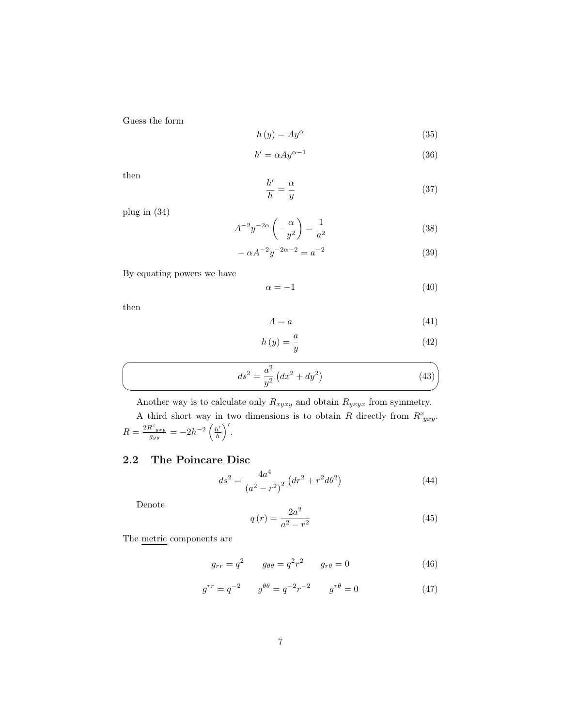Guess the form

$$h(y) = Ay^{\alpha} \tag{35}$$

$$h' = \alpha A y^{\alpha - 1} \tag{36}$$

then

$$\frac{h'}{h} = \frac{\alpha}{y} \tag{37}$$

plug in (34)

$$A^{-2} y^{-2\alpha} \left( -\frac{\alpha}{y^2} \right) = \frac{1}{a^2} \tag{38}$$

$$-\alpha A^{-2} y^{-2\alpha - 2} = a^{-2} \tag{39}$$

By equating powers we have

$$\alpha = -1 \tag{40}$$

then

$$A = a \tag{41}$$

$$h(y) = \frac{a}{y} \tag{42}$$

$$ds^2 = \frac{a^2}{y^2} \left( dx^2 + dy^2 \right) \tag{43}$$

Another way is to calculate only $R_{xyxy}$ and obtain $R_{yxyx}$ from symmetry.

A third short way in two dimensions is to obtain $R$ directly from $R^x{}_{yxy}$. $R = \frac{2R^x{}_{yxy}}{g_{yy}} = -2h^{-2} \left( \frac{h'}{h} \right)'$.

## 2.2 The Poincare Disc

$$ds^2 = \frac{4a^4}{\left( a^2 - r^2 \right)^2} \left( dr^2 + r^2 d\theta^2 \right) \tag{44}$$

Denote

$$q(r) = \frac{2a^2}{a^2 - r^2} \tag{45}$$

The metric components are

$$g_{rr} = q^2 \qquad g_{\theta\theta} = q^2 r^2 \qquad g_{r\theta} = 0 \tag{46}$$

$$g^{rr} = q^{-2} \qquad g^{\theta\theta} = q^{-2} r^{-2} \qquad g^{r\theta} = 0 \tag{47}$$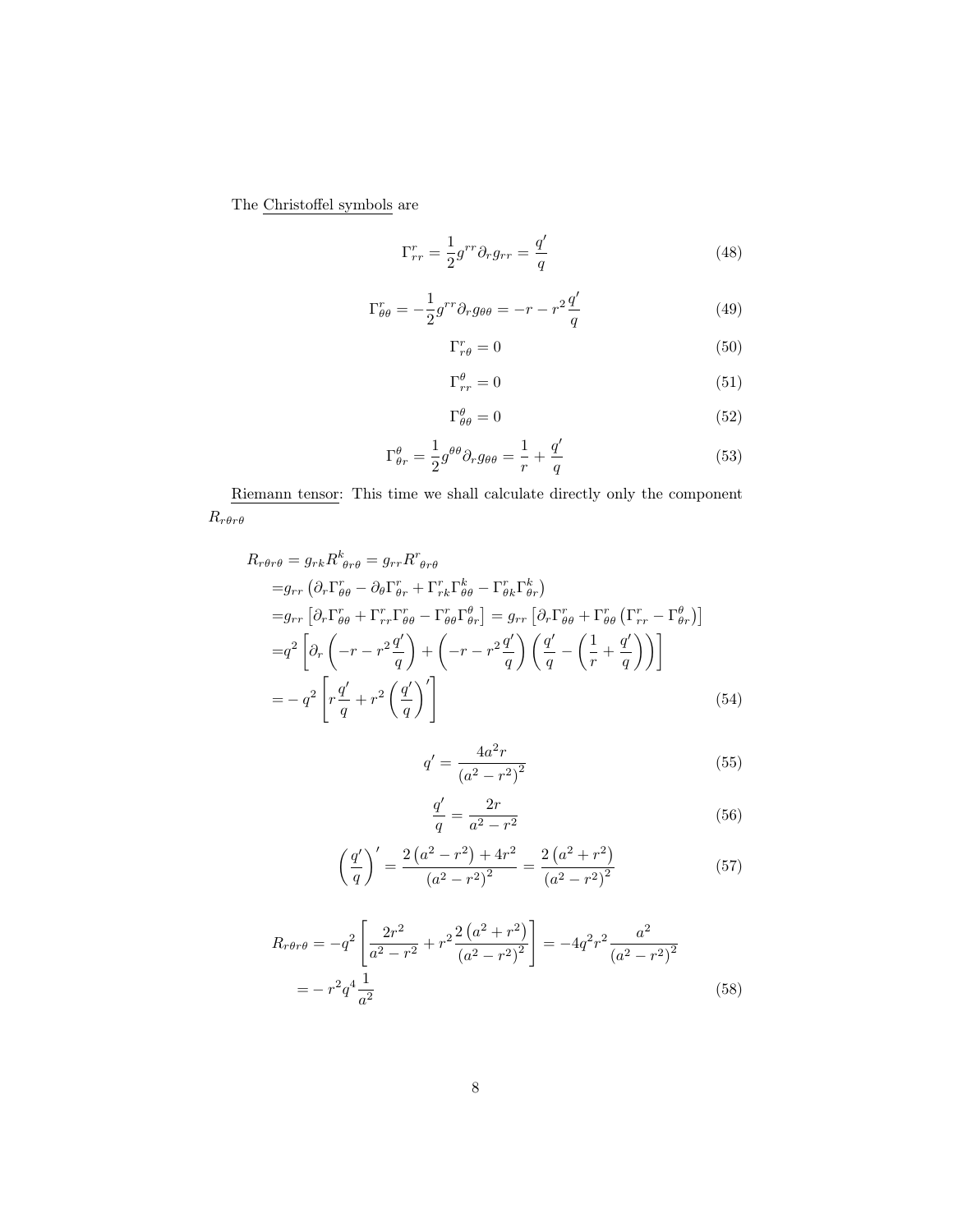The Christoffel symbols are

$$\Gamma^r_{rr} = \frac{1}{2} g^{rr} \partial_r g_{rr} = \frac{q'}{q} \tag{48}$$

$$\Gamma^r_{\theta\theta} = -\frac{1}{2} g^{rr} \partial_r g_{\theta\theta} = -r - r^2 \frac{q'}{q} \tag{49}$$

$$\Gamma^r_{r\theta} = 0 \tag{50}$$

$$\Gamma^\theta_{rr} = 0 \tag{51}$$

$$\Gamma^\theta_{\theta\theta} = 0 \tag{52}$$

$$\Gamma^\theta_{\theta r} = \frac{1}{2} g^{\theta\theta} \partial_r g_{\theta\theta} = \frac{1}{r} + \frac{q'}{q} \tag{53}$$

Riemann tensor: This time we shall calculate directly only the component $R_{r\theta r\theta}$

$$\begin{aligned}
R_{r\theta r\theta} &= g_{rk} R^k{}_{\theta r\theta} = g_{rr} R^r{}_{\theta r\theta} \\
&= g_{rr} \left( \partial_r \Gamma^r_{\theta\theta} - \partial_\theta \Gamma^r_{\theta r} + \Gamma^r_{rk} \Gamma^k_{\theta\theta} - \Gamma^r_{\theta k} \Gamma^k_{\theta r} \right) \\
&= g_{rr} \left[ \partial_r \Gamma^r_{\theta\theta} + \Gamma^r_{rr} \Gamma^r_{\theta\theta} - \Gamma^r_{\theta\theta} \Gamma^\theta_{\theta r} \right] = g_{rr} \left[ \partial_r \Gamma^r_{\theta\theta} + \Gamma^r_{\theta\theta} \left( \Gamma^r_{rr} - \Gamma^\theta_{\theta r} \right) \right] \\
&= q^2 \left[ \partial_r \left( -r - r^2 \frac{q'}{q} \right) + \left( -r - r^2 \frac{q'}{q} \right) \left( \frac{q'}{q} - \left( \frac{1}{r} + \frac{q'}{q} \right) \right) \right] \\
&= -q^2 \left[ r \frac{q'}{q} + r^2 \left( \frac{q'}{q} \right)' \right]
\end{aligned} \tag{54}$$

$$q' = \frac{4a^2 r}{\left(a^2 - r^2\right)^2} \tag{55}$$

$$\frac{q'}{q} = \frac{2r}{a^2 - r^2} \tag{56}$$

$$\left( \frac{q'}{q} \right)' = \frac{2\left(a^2 - r^2\right) + 4r^2}{\left(a^2 - r^2\right)^2} = \frac{2\left(a^2 + r^2\right)}{\left(a^2 - r^2\right)^2} \tag{57}$$

$$\begin{aligned}
R_{r\theta r\theta} &= -q^2 \left[ \frac{2r^2}{a^2 - r^2} + r^2 \frac{2\left(a^2 + r^2\right)}{\left(a^2 - r^2\right)^2} \right] = -4q^2 r^2 \frac{a^2}{\left(a^2 - r^2\right)^2} \\
&= -r^2 q^4 \frac{1}{a^2}
\end{aligned} \tag{58}$$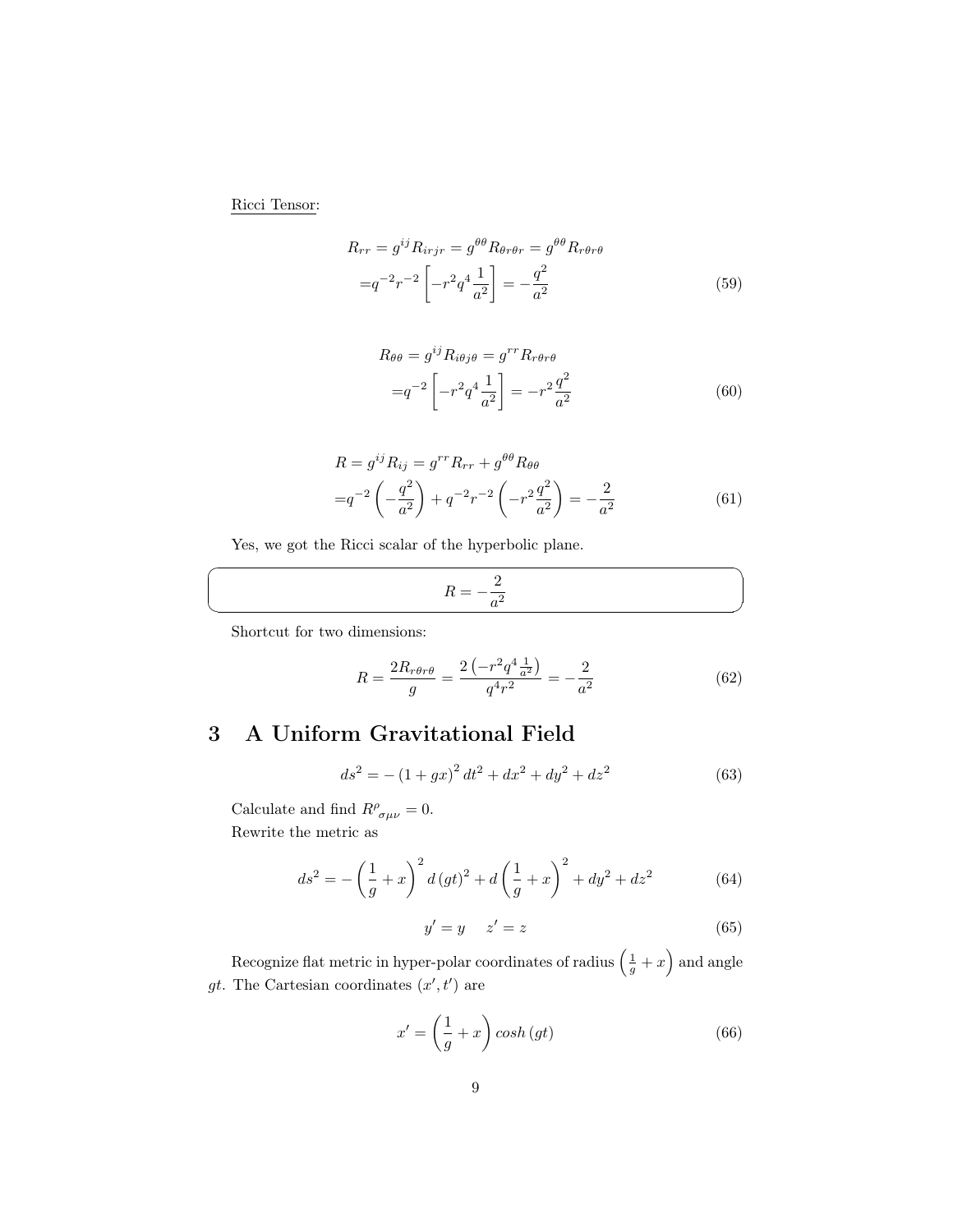Ricci Tensor:

$$
\begin{aligned}
R_{rr} &= g^{ij} R_{irjr} = g^{\theta\theta} R_{\theta r\theta r} = g^{\theta\theta} R_{r\theta r\theta} \\
&= q^{-2} r^{-2} \left[ -r^2 q^4 \frac{1}{a^2} \right] = -\frac{q^2}{a^2}
\end{aligned}
\tag{59}
$$

$$
\begin{aligned}
R_{\theta\theta} &= g^{ij} R_{i\theta j\theta} = g^{rr} R_{r\theta r\theta} \\
&= q^{-2} \left[ -r^2 q^4 \frac{1}{a^2} \right] = -r^2 \frac{q^2}{a^2}
\end{aligned}
\tag{60}
$$

$$
\begin{aligned}
R &= g^{ij} R_{ij} = g^{rr} R_{rr} + g^{\theta\theta} R_{\theta\theta} \\
&= q^{-2} \left( -\frac{q^2}{a^2} \right) + q^{-2} r^{-2} \left( -r^2 \frac{q^2}{a^2} \right) = -\frac{2}{a^2}
\end{aligned}
\tag{61}
$$

Yes, we got the Ricci scalar of the hyperbolic plane.

$$
R = -\frac{2}{a^2}
$$

Shortcut for two dimensions:

$$
R = \frac{2R_{r\theta r\theta}}{g} = \frac{2\left(-r^2 q^4 \frac{1}{a^2}\right)}{q^4 r^2} = -\frac{2}{a^2}
\tag{62}
$$

# 3 A Uniform Gravitational Field

$$
ds^2 = -\left(1 + gx\right)^2 dt^2 + dx^2 + dy^2 + dz^2
\tag{63}
$$

Calculate and find $R^{\rho}{}_{\sigma\mu\nu} = 0$.

Rewrite the metric as

$$
ds^2 = -\left(\frac{1}{g} + x\right)^2 d\left(gt\right)^2 + d\left(\frac{1}{g} + x\right)^2 + dy^2 + dz^2
\tag{64}
$$

$$
y' = y \quad z' = z
\tag{65}
$$

Recognize flat metric in hyper-polar coordinates of radius $\left(\frac{1}{g} + x\right)$ and angle $gt$. The Cartesian coordinates $(x', t')$ are

$$
x' = \left(\frac{1}{g} + x\right) cosh\left(gt\right)
\tag{66}
$$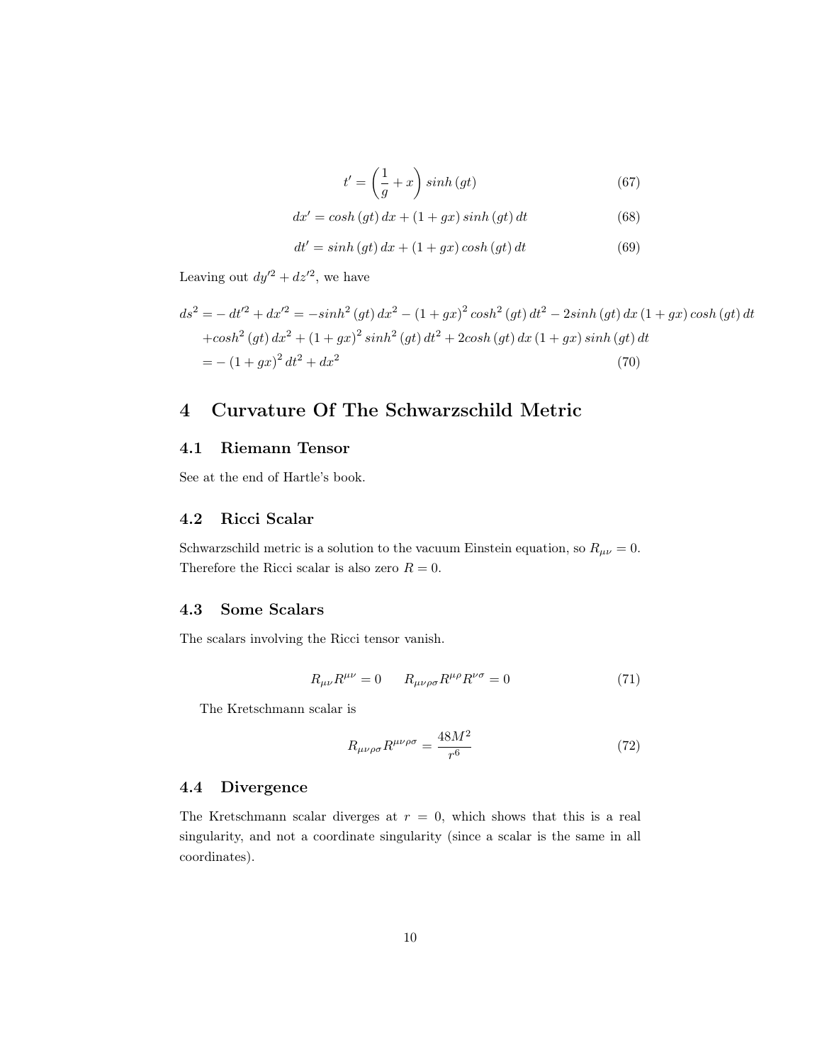$$t' = \left(\frac{1}{g} + x\right) sinh\,(gt) \tag{67}$$

$$dx' = cosh\,(gt)\,dx + (1 + gx)\,sinh\,(gt)\,dt \tag{68}$$

$$dt' = sinh\,(gt)\,dx + (1 + gx)\,cosh\,(gt)\,dt \tag{69}$$

Leaving out $dy'^2 + dz'^2$, we have

$$\begin{aligned} ds^2 = &- dt'^2 + dx'^2 = -sinh^2\,(gt)\,dx^2 - (1 + gx)^2\,cosh^2\,(gt)\,dt^2 - 2sinh\,(gt)\,dx\,(1 + gx)\,cosh\,(gt)\,dt \\ &+cosh^2\,(gt)\,dx^2 + (1 + gx)^2\,sinh^2\,(gt)\,dt^2 + 2cosh\,(gt)\,dx\,(1 + gx)\,sinh\,(gt)\,dt \\ &= -\,(1 + gx)^2\,dt^2 + dx^2 \end{aligned} \tag{70}$$

# 4 Curvature Of The Schwarzschild Metric

## 4.1 Riemann Tensor

See at the end of Hartle's book.

## 4.2 Ricci Scalar

Schwarzschild metric is a solution to the vacuum Einstein equation, so $R_{\mu\nu} = 0$. Therefore the Ricci scalar is also zero $R = 0$.

## 4.3 Some Scalars

The scalars involving the Ricci tensor vanish.

$$R_{\mu\nu}R^{\mu\nu} = 0 \qquad R_{\mu\nu\rho\sigma}R^{\mu\rho}R^{\nu\sigma} = 0 \tag{71}$$

The Kretschmann scalar is

$$R_{\mu\nu\rho\sigma}R^{\mu\nu\rho\sigma} = \frac{48M^2}{r^6} \tag{72}$$

## 4.4 Divergence

The Kretschmann scalar diverges at $r = 0$, which shows that this is a real singularity, and not a coordinate singularity (since a scalar is the same in all coordinates).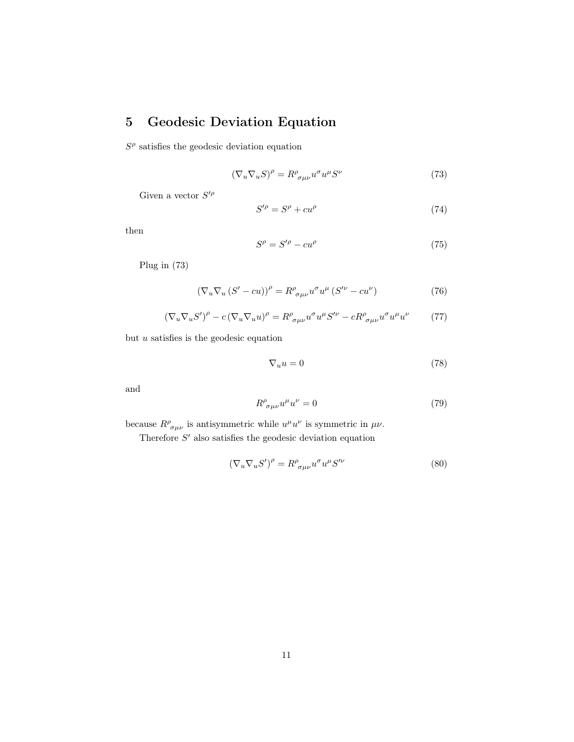## 5 Geodesic Deviation Equation

$S^\rho$ satisfies the geodesic deviation equation

$$(\nabla_u \nabla_u S)^\rho = R^\rho{}_{\sigma\mu\nu} u^\sigma u^\mu S^\nu \tag{73}$$

Given a vector $S'^\rho$

$$S'^\rho = S^\rho + c u^\rho \tag{74}$$

then

$$S^\rho = S'^\rho - c u^\rho \tag{75}$$

Plug in (73)

$$\left(\nabla_u \nabla_u \left(S' - cu\right)\right)^\rho = R^\rho{}_{\sigma\mu\nu} u^\sigma u^\mu \left(S'^\nu - c u^\nu\right) \tag{76}$$

$$\left(\nabla_u \nabla_u S'\right)^\rho - c \left(\nabla_u \nabla_u u\right)^\rho = R^\rho{}_{\sigma\mu\nu} u^\sigma u^\mu S'^\nu - c R^\rho{}_{\sigma\mu\nu} u^\sigma u^\mu u^\nu \tag{77}$$

but $u$ satisfies is the geodesic equation

$$\nabla_u u = 0 \tag{78}$$

and

$$R^\rho{}_{\sigma\mu\nu} u^\mu u^\nu = 0 \tag{79}$$

because $R^\rho{}_{\sigma\mu\nu}$ is antisymmetric while $u^\mu u^\nu$ is symmetric in $\mu\nu$.

Therefore $S'$ also satisfies the geodesic deviation equation

$$\left(\nabla_u \nabla_u S'\right)^\rho = R^\rho{}_{\sigma\mu\nu} u^\sigma u^\mu S'^\nu \tag{80}$$